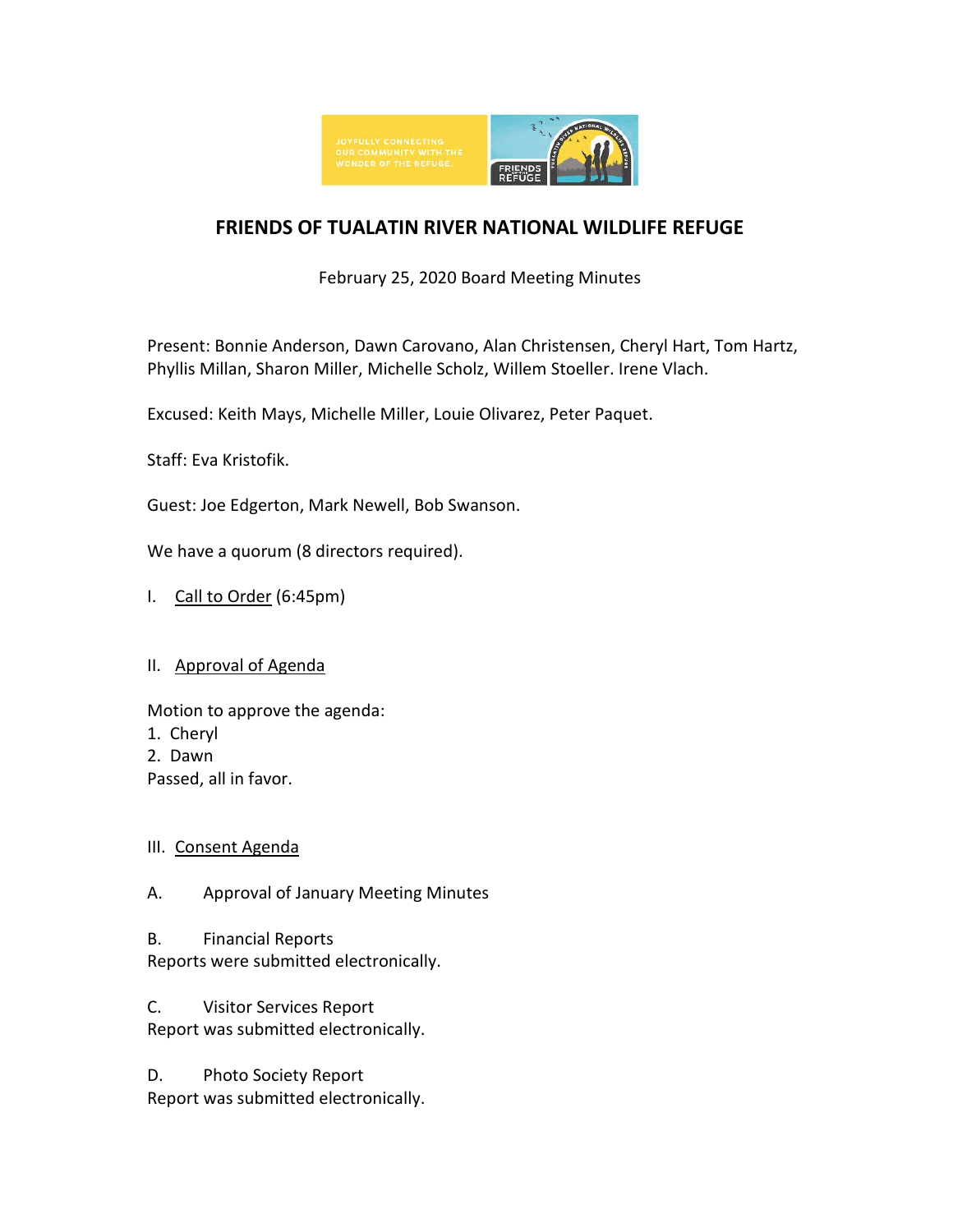# FRIENDS OF TUALATIN RIVER NATIONAL WILDLIFE REFUGE

February 25, 2020 Board Meeting Minutes

Present: Bonnie Anderson, Dawn Carovano, Alan Christensen, Cheryl Hart, Tom Hartz, Phyllis Millan, Sharon Miller, Michelle Scholz, Willem Stoeller. Irene Vlach.

Excused: Keith Mays, Michelle Miller, Louie Olivarez, Peter Paquet.

Staff: Eva Kristofik.

Guest: Joe Edgerton, Mark Newell, Bob Swanson.

We have a quorum (8 directors required).

I. Call to Order (6:45pm)

II. Approval of Agenda

Motion to approve the agenda:

1. Cheryl
2. Dawn

Passed, all in favor.

III. Consent Agenda

A. Approval of January Meeting Minutes

B. Financial Reports

Reports were submitted electronically.

C. Visitor Services Report

Report was submitted electronically.

D. Photo Society Report

Report was submitted electronically.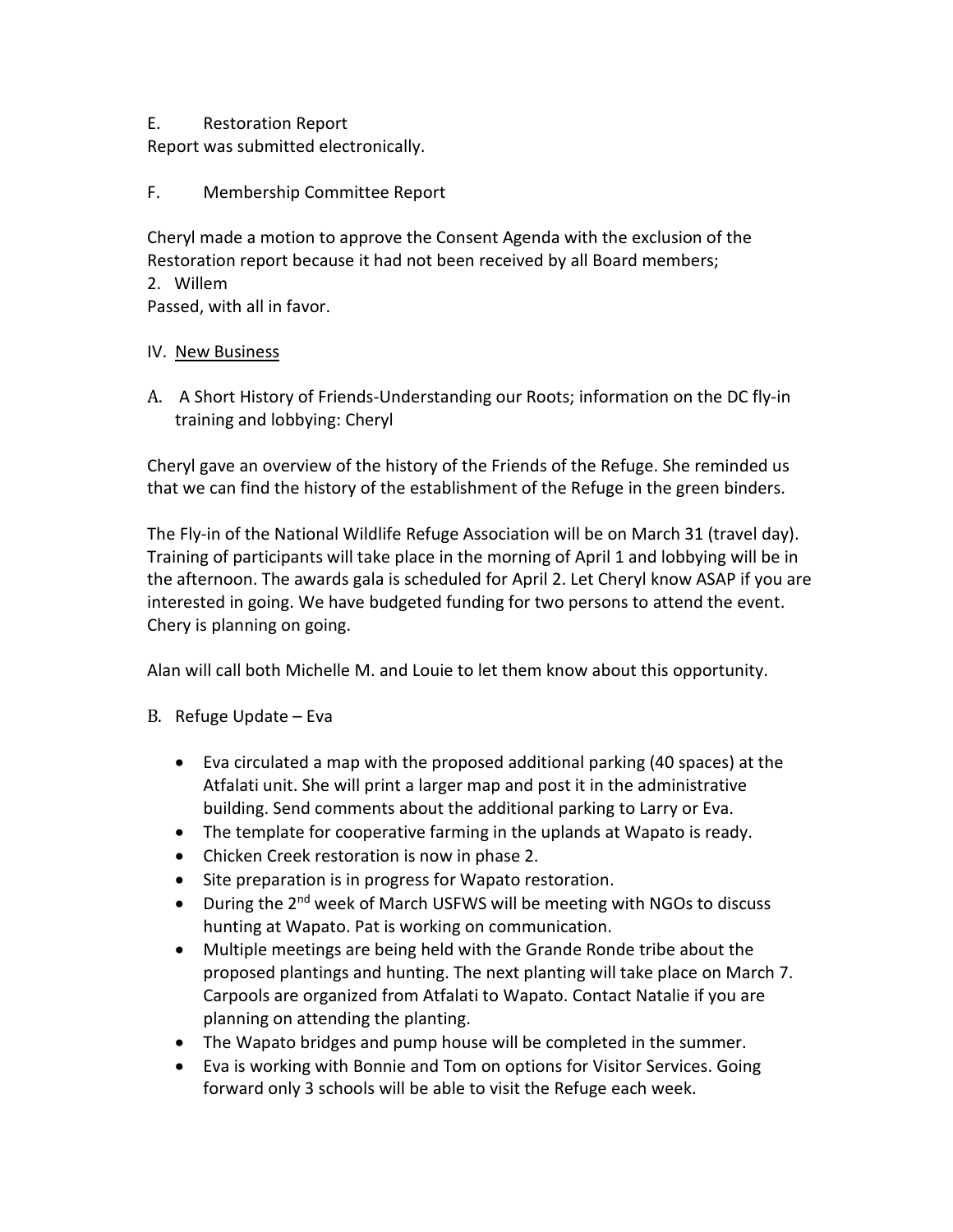E. Restoration Report

Report was submitted electronically.

F. Membership Committee Report

Cheryl made a motion to approve the Consent Agenda with the exclusion of the Restoration report because it had not been received by all Board members;
2. Willem
Passed, with all in favor.

IV. <u>New Business</u>

A. A Short History of Friends-Understanding our Roots; information on the DC fly-in training and lobbying: Cheryl

Cheryl gave an overview of the history of the Friends of the Refuge. She reminded us that we can find the history of the establishment of the Refuge in the green binders.

The Fly-in of the National Wildlife Refuge Association will be on March 31 (travel day). Training of participants will take place in the morning of April 1 and lobbying will be in the afternoon. The awards gala is scheduled for April 2. Let Cheryl know ASAP if you are interested in going. We have budgeted funding for two persons to attend the event. Chery is planning on going.

Alan will call both Michelle M. and Louie to let them know about this opportunity.

B. Refuge Update – Eva

- Eva circulated a map with the proposed additional parking (40 spaces) at the Atfalati unit. She will print a larger map and post it in the administrative building. Send comments about the additional parking to Larry or Eva.
- The template for cooperative farming in the uplands at Wapato is ready.
- Chicken Creek restoration is now in phase 2.
- Site preparation is in progress for Wapato restoration.
- During the 2nd week of March USFWS will be meeting with NGOs to discuss hunting at Wapato. Pat is working on communication.
- Multiple meetings are being held with the Grande Ronde tribe about the proposed plantings and hunting. The next planting will take place on March 7. Carpools are organized from Atfalati to Wapato. Contact Natalie if you are planning on attending the planting.
- The Wapato bridges and pump house will be completed in the summer.
- Eva is working with Bonnie and Tom on options for Visitor Services. Going forward only 3 schools will be able to visit the Refuge each week.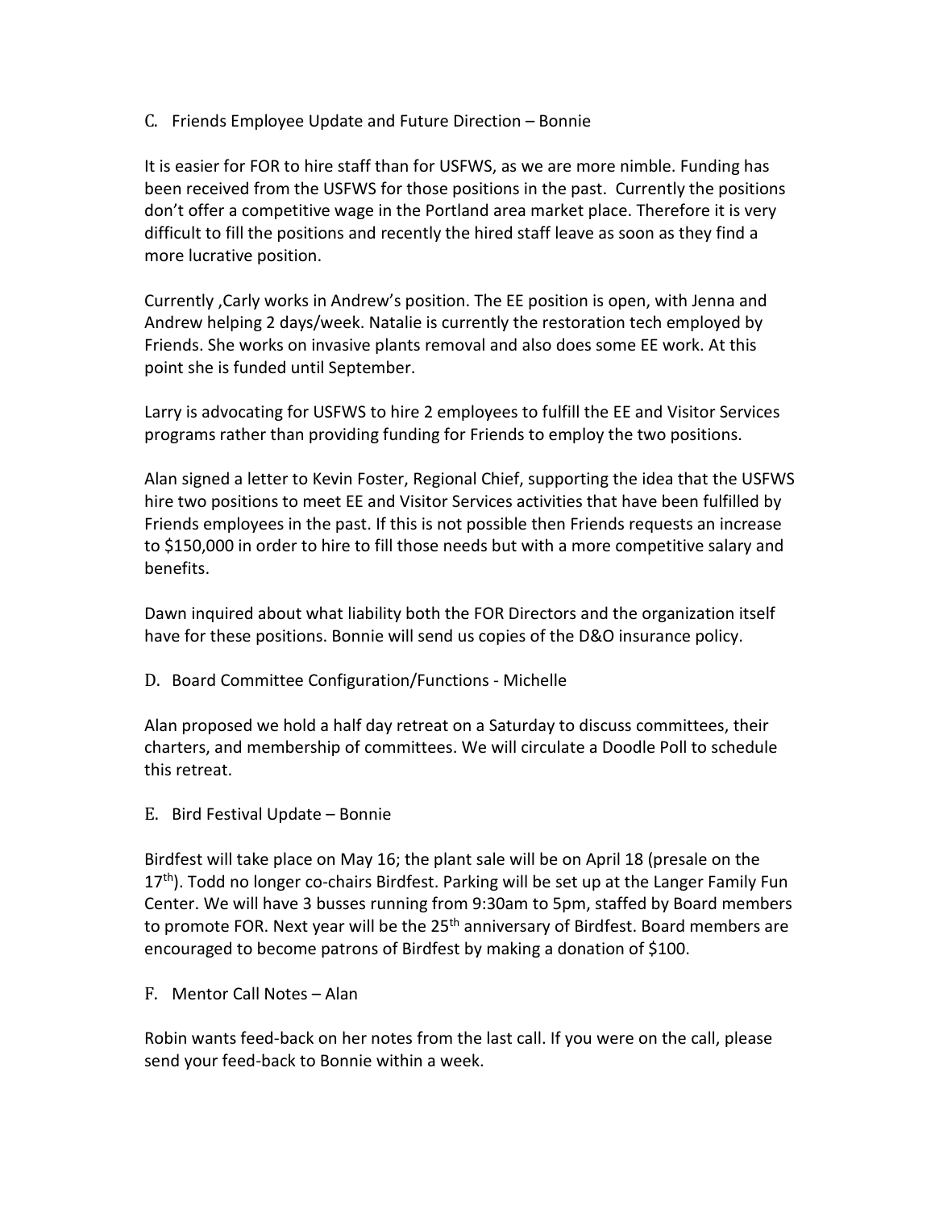C. Friends Employee Update and Future Direction – Bonnie

It is easier for FOR to hire staff than for USFWS, as we are more nimble. Funding has been received from the USFWS for those positions in the past. Currently the positions don't offer a competitive wage in the Portland area market place. Therefore it is very difficult to fill the positions and recently the hired staff leave as soon as they find a more lucrative position.

Currently ,Carly works in Andrew's position. The EE position is open, with Jenna and Andrew helping 2 days/week. Natalie is currently the restoration tech employed by Friends. She works on invasive plants removal and also does some EE work. At this point she is funded until September.

Larry is advocating for USFWS to hire 2 employees to fulfill the EE and Visitor Services programs rather than providing funding for Friends to employ the two positions.

Alan signed a letter to Kevin Foster, Regional Chief, supporting the idea that the USFWS hire two positions to meet EE and Visitor Services activities that have been fulfilled by Friends employees in the past. If this is not possible then Friends requests an increase to $150,000 in order to hire to fill those needs but with a more competitive salary and benefits.

Dawn inquired about what liability both the FOR Directors and the organization itself have for these positions. Bonnie will send us copies of the D&O insurance policy.

D. Board Committee Configuration/Functions - Michelle

Alan proposed we hold a half day retreat on a Saturday to discuss committees, their charters, and membership of committees. We will circulate a Doodle Poll to schedule this retreat.

E. Bird Festival Update – Bonnie

Birdfest will take place on May 16; the plant sale will be on April 18 (presale on the 17th). Todd no longer co-chairs Birdfest. Parking will be set up at the Langer Family Fun Center. We will have 3 busses running from 9:30am to 5pm, staffed by Board members to promote FOR. Next year will be the 25th anniversary of Birdfest. Board members are encouraged to become patrons of Birdfest by making a donation of $100.

F. Mentor Call Notes – Alan

Robin wants feed-back on her notes from the last call. If you were on the call, please send your feed-back to Bonnie within a week.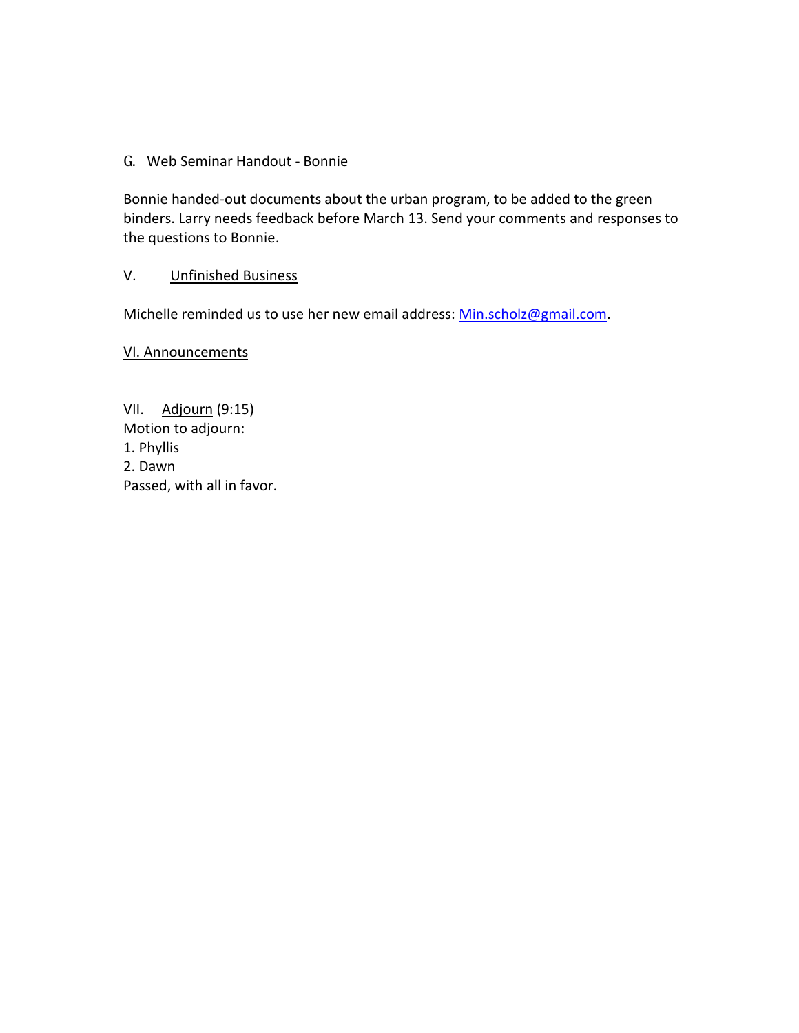G. Web Seminar Handout - Bonnie

Bonnie handed-out documents about the urban program, to be added to the green binders. Larry needs feedback before March 13. Send your comments and responses to the questions to Bonnie.

V. Unfinished Business

Michelle reminded us to use her new email address: Min.scholz@gmail.com.

VI. Announcements

VII. Adjourn (9:15)
Motion to adjourn:
1. Phyllis
2. Dawn
Passed, with all in favor.